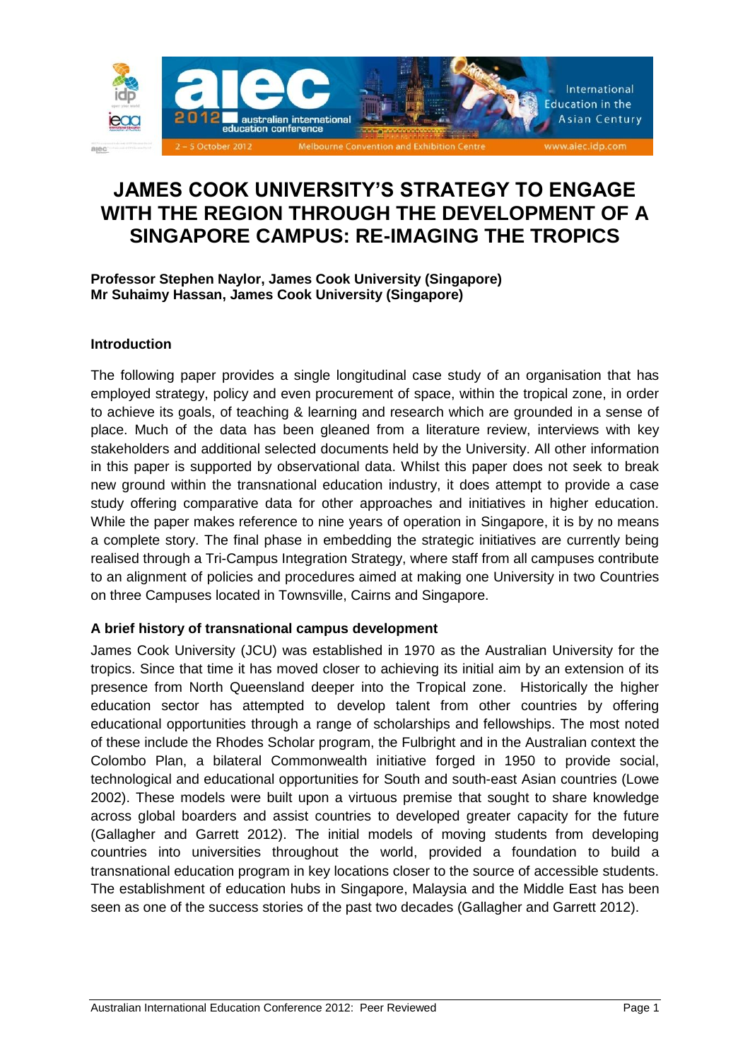# JAMES COOK UNIVERSITY'S STRATEGY TO ENGAGE WITH THE REGION THROUGH THE DEVELOPMENT OF A SINGAPORE CAMPUS: RE-IMAGING THE TROPICS

**Professor Stephen Naylor, James Cook University (Singapore)**
**Mr Suhaimy Hassan, James Cook University (Singapore)**

## Introduction

The following paper provides a single longitudinal case study of an organisation that has employed strategy, policy and even procurement of space, within the tropical zone, in order to achieve its goals, of teaching & learning and research which are grounded in a sense of place. Much of the data has been gleaned from a literature review, interviews with key stakeholders and additional selected documents held by the University. All other information in this paper is supported by observational data. Whilst this paper does not seek to break new ground within the transnational education industry, it does attempt to provide a case study offering comparative data for other approaches and initiatives in higher education. While the paper makes reference to nine years of operation in Singapore, it is by no means a complete story. The final phase in embedding the strategic initiatives are currently being realised through a Tri-Campus Integration Strategy, where staff from all campuses contribute to an alignment of policies and procedures aimed at making one University in two Countries on three Campuses located in Townsville, Cairns and Singapore.

## A brief history of transnational campus development

James Cook University (JCU) was established in 1970 as the Australian University for the tropics. Since that time it has moved closer to achieving its initial aim by an extension of its presence from North Queensland deeper into the Tropical zone. Historically the higher education sector has attempted to develop talent from other countries by offering educational opportunities through a range of scholarships and fellowships. The most noted of these include the Rhodes Scholar program, the Fulbright and in the Australian context the Colombo Plan, a bilateral Commonwealth initiative forged in 1950 to provide social, technological and educational opportunities for South and south-east Asian countries (Lowe 2002). These models were built upon a virtuous premise that sought to share knowledge across global boarders and assist countries to developed greater capacity for the future (Gallagher and Garrett 2012). The initial models of moving students from developing countries into universities throughout the world, provided a foundation to build a transnational education program in key locations closer to the source of accessible students. The establishment of education hubs in Singapore, Malaysia and the Middle East has been seen as one of the success stories of the past two decades (Gallagher and Garrett 2012).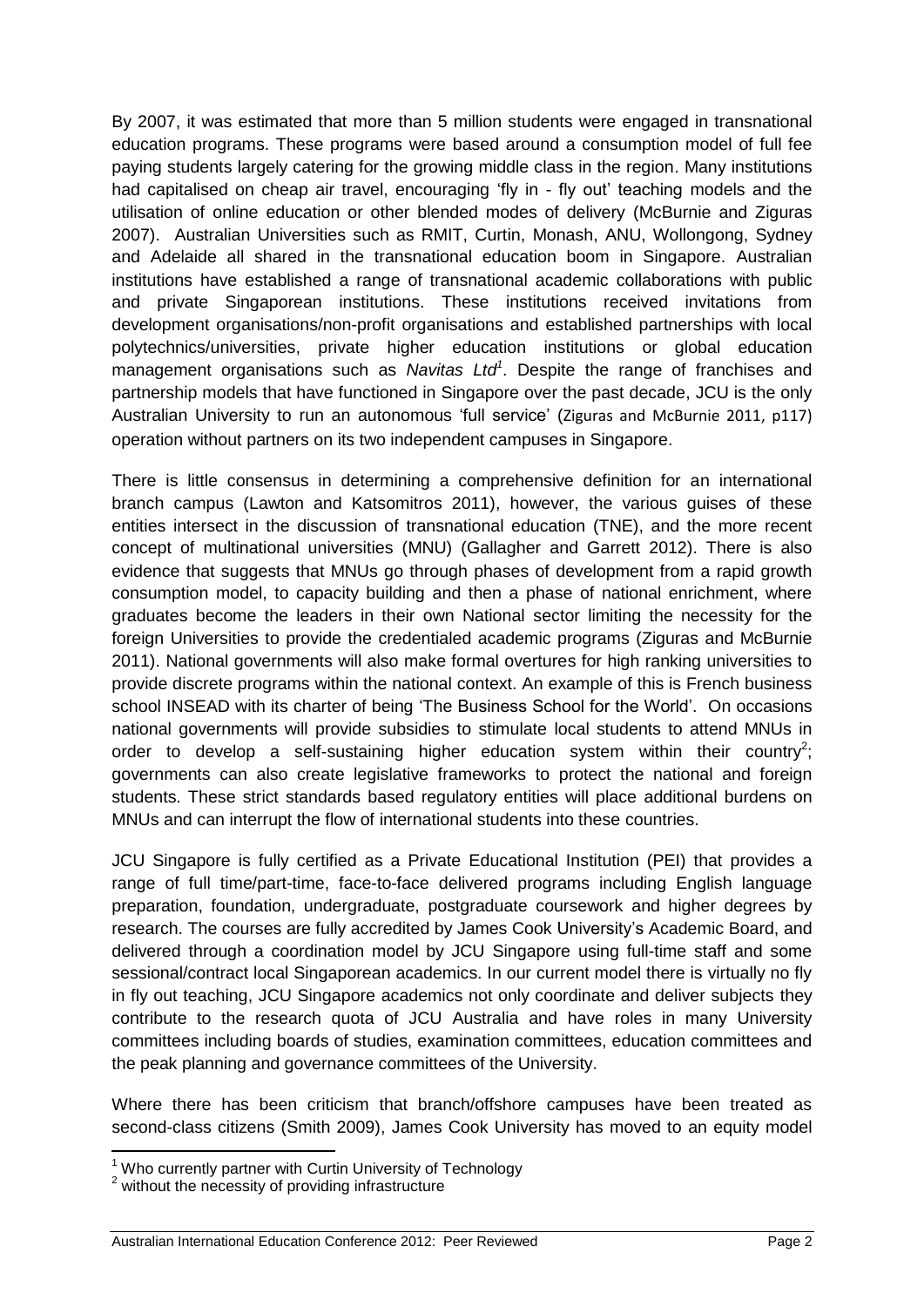By 2007, it was estimated that more than 5 million students were engaged in transnational education programs. These programs were based around a consumption model of full fee paying students largely catering for the growing middle class in the region. Many institutions had capitalised on cheap air travel, encouraging 'fly in - fly out' teaching models and the utilisation of online education or other blended modes of delivery (McBurnie and Ziguras 2007). Australian Universities such as RMIT, Curtin, Monash, ANU, Wollongong, Sydney and Adelaide all shared in the transnational education boom in Singapore. Australian institutions have established a range of transnational academic collaborations with public and private Singaporean institutions. These institutions received invitations from development organisations/non-profit organisations and established partnerships with local polytechnics/universities, private higher education institutions or global education management organisations such as *Navitas Ltd*[1]. Despite the range of franchises and partnership models that have functioned in Singapore over the past decade, JCU is the only Australian University to run an autonomous 'full service' (Ziguras and McBurnie 2011, p117) operation without partners on its two independent campuses in Singapore.

There is little consensus in determining a comprehensive definition for an international branch campus (Lawton and Katsomitros 2011), however, the various guises of these entities intersect in the discussion of transnational education (TNE), and the more recent concept of multinational universities (MNU) (Gallagher and Garrett 2012). There is also evidence that suggests that MNUs go through phases of development from a rapid growth consumption model, to capacity building and then a phase of national enrichment, where graduates become the leaders in their own National sector limiting the necessity for the foreign Universities to provide the credentialed academic programs (Ziguras and McBurnie 2011). National governments will also make formal overtures for high ranking universities to provide discrete programs within the national context. An example of this is French business school INSEAD with its charter of being 'The Business School for the World'. On occasions national governments will provide subsidies to stimulate local students to attend MNUs in order to develop a self-sustaining higher education system within their country[2]; governments can also create legislative frameworks to protect the national and foreign students. These strict standards based regulatory entities will place additional burdens on MNUs and can interrupt the flow of international students into these countries.

JCU Singapore is fully certified as a Private Educational Institution (PEI) that provides a range of full time/part-time, face-to-face delivered programs including English language preparation, foundation, undergraduate, postgraduate coursework and higher degrees by research. The courses are fully accredited by James Cook University's Academic Board, and delivered through a coordination model by JCU Singapore using full-time staff and some sessional/contract local Singaporean academics. In our current model there is virtually no fly in fly out teaching, JCU Singapore academics not only coordinate and deliver subjects they contribute to the research quota of JCU Australia and have roles in many University committees including boards of studies, examination committees, education committees and the peak planning and governance committees of the University.

Where there has been criticism that branch/offshore campuses have been treated as second-class citizens (Smith 2009), James Cook University has moved to an equity model

---

[1] Who currently partner with Curtin University of Technology

[2] without the necessity of providing infrastructure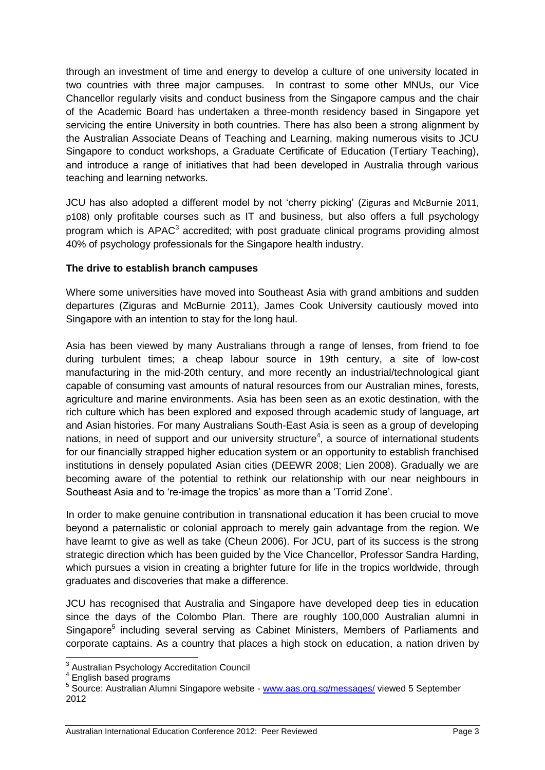through an investment of time and energy to develop a culture of one university located in two countries with three major campuses. In contrast to some other MNUs, our Vice Chancellor regularly visits and conduct business from the Singapore campus and the chair of the Academic Board has undertaken a three-month residency based in Singapore yet servicing the entire University in both countries. There has also been a strong alignment by the Australian Associate Deans of Teaching and Learning, making numerous visits to JCU Singapore to conduct workshops, a Graduate Certificate of Education (Tertiary Teaching), and introduce a range of initiatives that had been developed in Australia through various teaching and learning networks.

JCU has also adopted a different model by not 'cherry picking' (Ziguras and McBurnie 2011, p108) only profitable courses such as IT and business, but also offers a full psychology program which is APAC[3] accredited; with post graduate clinical programs providing almost 40% of psychology professionals for the Singapore health industry.

**The drive to establish branch campuses**

Where some universities have moved into Southeast Asia with grand ambitions and sudden departures (Ziguras and McBurnie 2011), James Cook University cautiously moved into Singapore with an intention to stay for the long haul.

Asia has been viewed by many Australians through a range of lenses, from friend to foe during turbulent times; a cheap labour source in 19th century, a site of low-cost manufacturing in the mid-20th century, and more recently an industrial/technological giant capable of consuming vast amounts of natural resources from our Australian mines, forests, agriculture and marine environments. Asia has been seen as an exotic destination, with the rich culture which has been explored and exposed through academic study of language, art and Asian histories. For many Australians South-East Asia is seen as a group of developing nations, in need of support and our university structure[4], a source of international students for our financially strapped higher education system or an opportunity to establish franchised institutions in densely populated Asian cities (DEEWR 2008; Lien 2008). Gradually we are becoming aware of the potential to rethink our relationship with our near neighbours in Southeast Asia and to 're-image the tropics' as more than a 'Torrid Zone'.

In order to make genuine contribution in transnational education it has been crucial to move beyond a paternalistic or colonial approach to merely gain advantage from the region. We have learnt to give as well as take (Cheun 2006). For JCU, part of its success is the strong strategic direction which has been guided by the Vice Chancellor, Professor Sandra Harding, which pursues a vision in creating a brighter future for life in the tropics worldwide, through graduates and discoveries that make a difference.

JCU has recognised that Australia and Singapore have developed deep ties in education since the days of the Colombo Plan. There are roughly 100,000 Australian alumni in Singapore[5] including several serving as Cabinet Ministers, Members of Parliaments and corporate captains. As a country that places a high stock on education, a nation driven by

---

[3] Australian Psychology Accreditation Council

[4] English based programs

[5] Source: Australian Alumni Singapore website - www.aas.org.sg/messages/ viewed 5 September 2012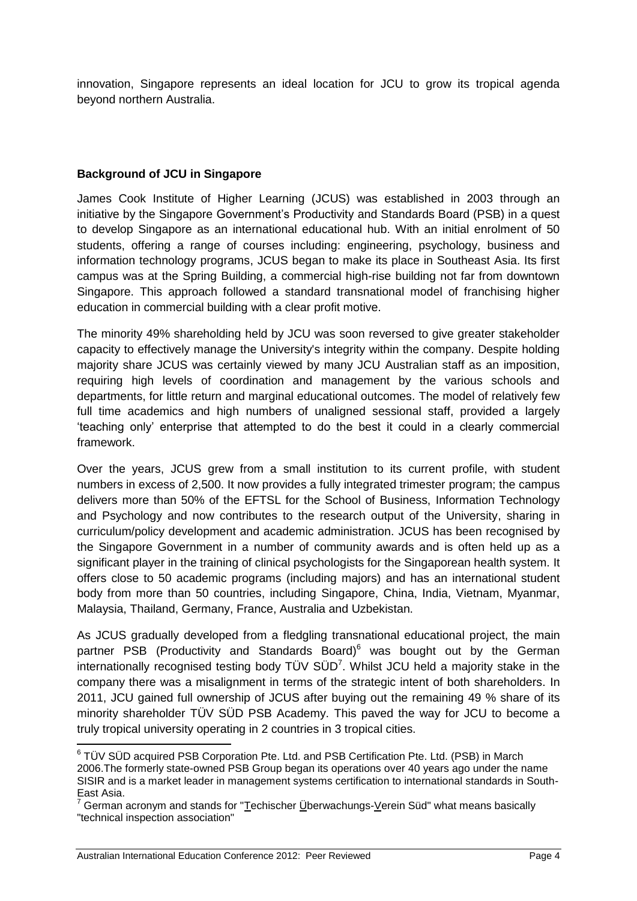innovation, Singapore represents an ideal location for JCU to grow its tropical agenda beyond northern Australia.

**Background of JCU in Singapore**

James Cook Institute of Higher Learning (JCUS) was established in 2003 through an initiative by the Singapore Government's Productivity and Standards Board (PSB) in a quest to develop Singapore as an international educational hub. With an initial enrolment of 50 students, offering a range of courses including: engineering, psychology, business and information technology programs, JCUS began to make its place in Southeast Asia. Its first campus was at the Spring Building, a commercial high-rise building not far from downtown Singapore. This approach followed a standard transnational model of franchising higher education in commercial building with a clear profit motive.

The minority 49% shareholding held by JCU was soon reversed to give greater stakeholder capacity to effectively manage the University's integrity within the company. Despite holding majority share JCUS was certainly viewed by many JCU Australian staff as an imposition, requiring high levels of coordination and management by the various schools and departments, for little return and marginal educational outcomes. The model of relatively few full time academics and high numbers of unaligned sessional staff, provided a largely 'teaching only' enterprise that attempted to do the best it could in a clearly commercial framework.

Over the years, JCUS grew from a small institution to its current profile, with student numbers in excess of 2,500. It now provides a fully integrated trimester program; the campus delivers more than 50% of the EFTSL for the School of Business, Information Technology and Psychology and now contributes to the research output of the University, sharing in curriculum/policy development and academic administration. JCUS has been recognised by the Singapore Government in a number of community awards and is often held up as a significant player in the training of clinical psychologists for the Singaporean health system. It offers close to 50 academic programs (including majors) and has an international student body from more than 50 countries, including Singapore, China, India, Vietnam, Myanmar, Malaysia, Thailand, Germany, France, Australia and Uzbekistan.

As JCUS gradually developed from a fledgling transnational educational project, the main partner PSB (Productivity and Standards Board)[6] was bought out by the German internationally recognised testing body TÜV SÜD[7]. Whilst JCU held a majority stake in the company there was a misalignment in terms of the strategic intent of both shareholders. In 2011, JCU gained full ownership of JCUS after buying out the remaining 49 % share of its minority shareholder TÜV SÜD PSB Academy. This paved the way for JCU to become a truly tropical university operating in 2 countries in 3 tropical cities.

---

[6] TÜV SÜD acquired PSB Corporation Pte. Ltd. and PSB Certification Pte. Ltd. (PSB) in March 2006.The formerly state-owned PSB Group began its operations over 40 years ago under the name SISIR and is a market leader in management systems certification to international standards in South-East Asia.

[7] German acronym and stands for "Techischer Überwachungs-Verein Süd" what means basically "technical inspection association"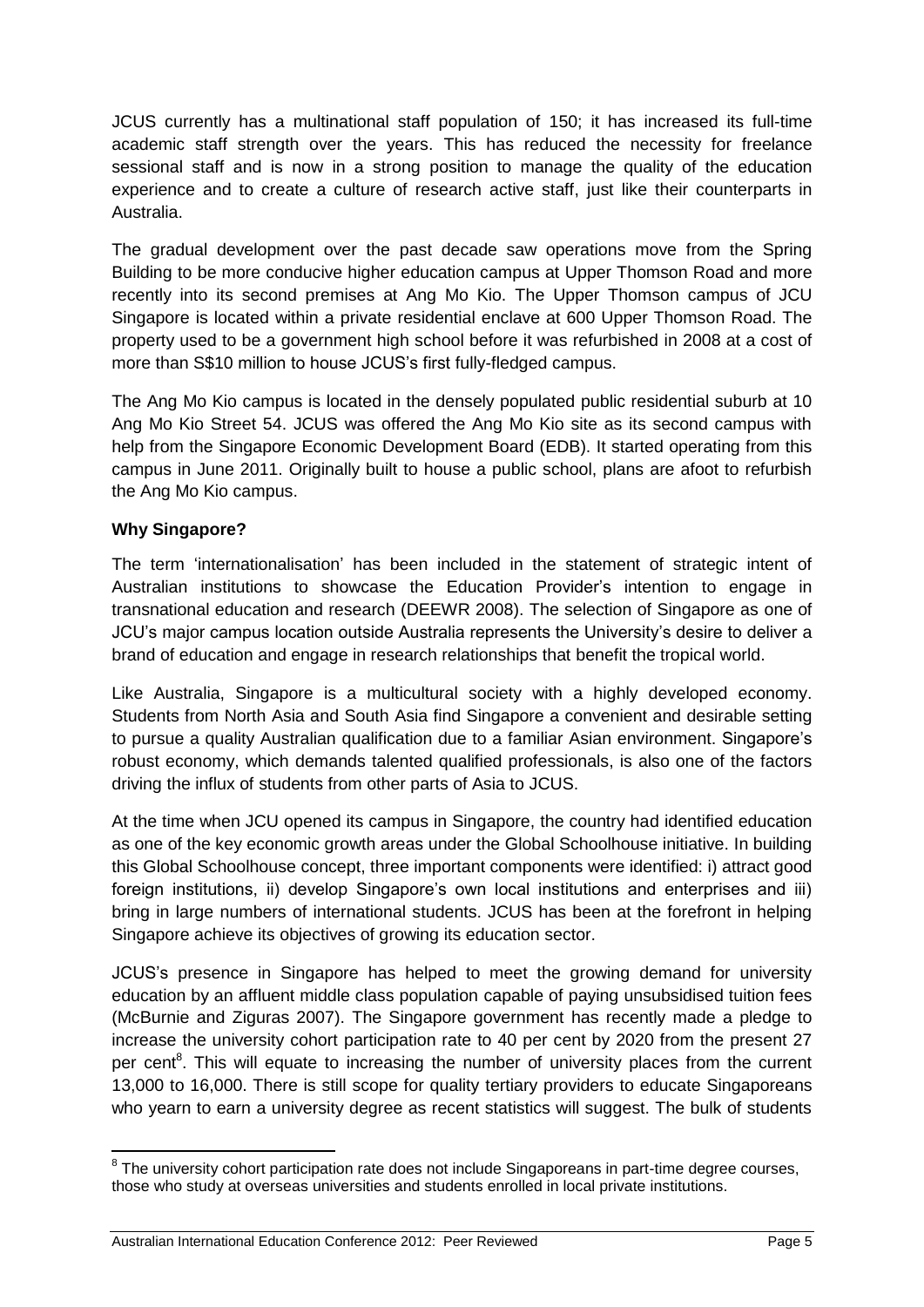JCUS currently has a multinational staff population of 150; it has increased its full-time academic staff strength over the years. This has reduced the necessity for freelance sessional staff and is now in a strong position to manage the quality of the education experience and to create a culture of research active staff, just like their counterparts in Australia.

The gradual development over the past decade saw operations move from the Spring Building to be more conducive higher education campus at Upper Thomson Road and more recently into its second premises at Ang Mo Kio. The Upper Thomson campus of JCU Singapore is located within a private residential enclave at 600 Upper Thomson Road. The property used to be a government high school before it was refurbished in 2008 at a cost of more than S$10 million to house JCUS's first fully-fledged campus.

The Ang Mo Kio campus is located in the densely populated public residential suburb at 10 Ang Mo Kio Street 54. JCUS was offered the Ang Mo Kio site as its second campus with help from the Singapore Economic Development Board (EDB). It started operating from this campus in June 2011. Originally built to house a public school, plans are afoot to refurbish the Ang Mo Kio campus.

**Why Singapore?**

The term 'internationalisation' has been included in the statement of strategic intent of Australian institutions to showcase the Education Provider's intention to engage in transnational education and research (DEEWR 2008). The selection of Singapore as one of JCU's major campus location outside Australia represents the University's desire to deliver a brand of education and engage in research relationships that benefit the tropical world.

Like Australia, Singapore is a multicultural society with a highly developed economy. Students from North Asia and South Asia find Singapore a convenient and desirable setting to pursue a quality Australian qualification due to a familiar Asian environment. Singapore's robust economy, which demands talented qualified professionals, is also one of the factors driving the influx of students from other parts of Asia to JCUS.

At the time when JCU opened its campus in Singapore, the country had identified education as one of the key economic growth areas under the Global Schoolhouse initiative. In building this Global Schoolhouse concept, three important components were identified: i) attract good foreign institutions, ii) develop Singapore's own local institutions and enterprises and iii) bring in large numbers of international students. JCUS has been at the forefront in helping Singapore achieve its objectives of growing its education sector.

JCUS's presence in Singapore has helped to meet the growing demand for university education by an affluent middle class population capable of paying unsubsidised tuition fees (McBurnie and Ziguras 2007). The Singapore government has recently made a pledge to increase the university cohort participation rate to 40 per cent by 2020 from the present 27 per cent[8]. This will equate to increasing the number of university places from the current 13,000 to 16,000. There is still scope for quality tertiary providers to educate Singaporeans who yearn to earn a university degree as recent statistics will suggest. The bulk of students

[8] The university cohort participation rate does not include Singaporeans in part-time degree courses, those who study at overseas universities and students enrolled in local private institutions.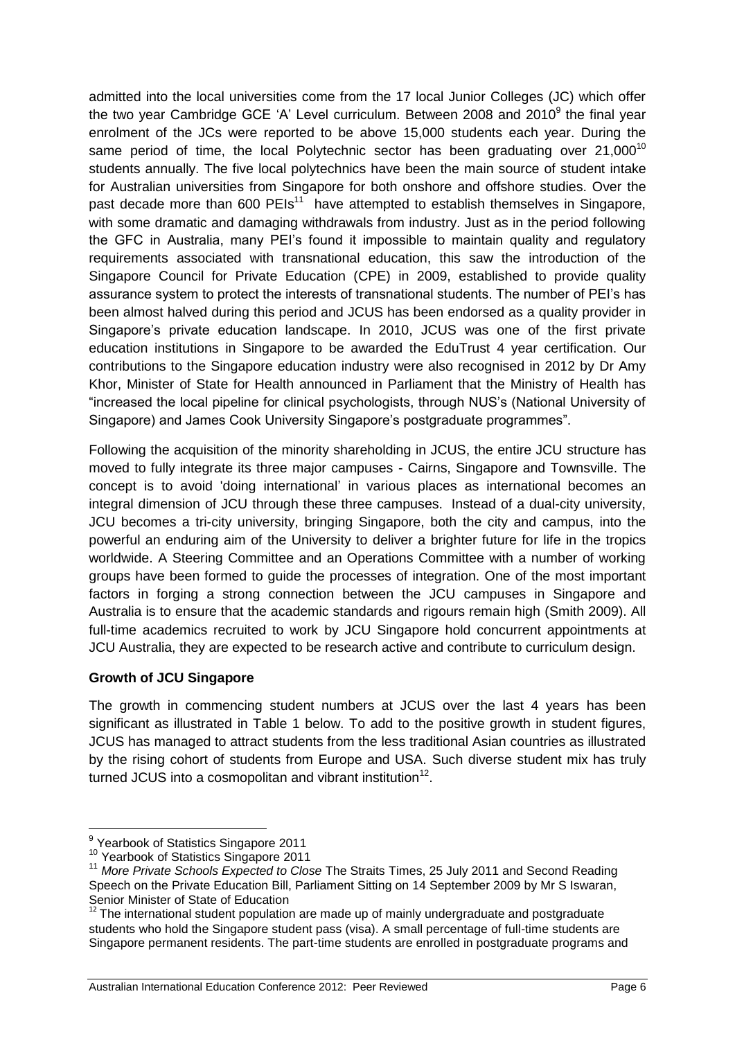admitted into the local universities come from the 17 local Junior Colleges (JC) which offer the two year Cambridge GCE 'A' Level curriculum. Between 2008 and 2010[9] the final year enrolment of the JCs were reported to be above 15,000 students each year. During the same period of time, the local Polytechnic sector has been graduating over 21,000[10] students annually. The five local polytechnics have been the main source of student intake for Australian universities from Singapore for both onshore and offshore studies. Over the past decade more than 600 PEIs[11] have attempted to establish themselves in Singapore, with some dramatic and damaging withdrawals from industry. Just as in the period following the GFC in Australia, many PEI's found it impossible to maintain quality and regulatory requirements associated with transnational education, this saw the introduction of the Singapore Council for Private Education (CPE) in 2009, established to provide quality assurance system to protect the interests of transnational students. The number of PEI's has been almost halved during this period and JCUS has been endorsed as a quality provider in Singapore's private education landscape. In 2010, JCUS was one of the first private education institutions in Singapore to be awarded the EduTrust 4 year certification. Our contributions to the Singapore education industry were also recognised in 2012 by Dr Amy Khor, Minister of State for Health announced in Parliament that the Ministry of Health has "increased the local pipeline for clinical psychologists, through NUS's (National University of Singapore) and James Cook University Singapore's postgraduate programmes".

Following the acquisition of the minority shareholding in JCUS, the entire JCU structure has moved to fully integrate its three major campuses - Cairns, Singapore and Townsville. The concept is to avoid 'doing international' in various places as international becomes an integral dimension of JCU through these three campuses. Instead of a dual-city university, JCU becomes a tri-city university, bringing Singapore, both the city and campus, into the powerful an enduring aim of the University to deliver a brighter future for life in the tropics worldwide. A Steering Committee and an Operations Committee with a number of working groups have been formed to guide the processes of integration. One of the most important factors in forging a strong connection between the JCU campuses in Singapore and Australia is to ensure that the academic standards and rigours remain high (Smith 2009). All full-time academics recruited to work by JCU Singapore hold concurrent appointments at JCU Australia, they are expected to be research active and contribute to curriculum design.

**Growth of JCU Singapore**

The growth in commencing student numbers at JCUS over the last 4 years has been significant as illustrated in Table 1 below. To add to the positive growth in student figures, JCUS has managed to attract students from the less traditional Asian countries as illustrated by the rising cohort of students from Europe and USA. Such diverse student mix has truly turned JCUS into a cosmopolitan and vibrant institution[12].

---

[9] Yearbook of Statistics Singapore 2011

[10] Yearbook of Statistics Singapore 2011

[11] *More Private Schools Expected to Close* The Straits Times, 25 July 2011 and Second Reading Speech on the Private Education Bill, Parliament Sitting on 14 September 2009 by Mr S Iswaran, Senior Minister of State of Education

[12] The international student population are made up of mainly undergraduate and postgraduate students who hold the Singapore student pass (visa). A small percentage of full-time students are Singapore permanent residents. The part-time students are enrolled in postgraduate programs and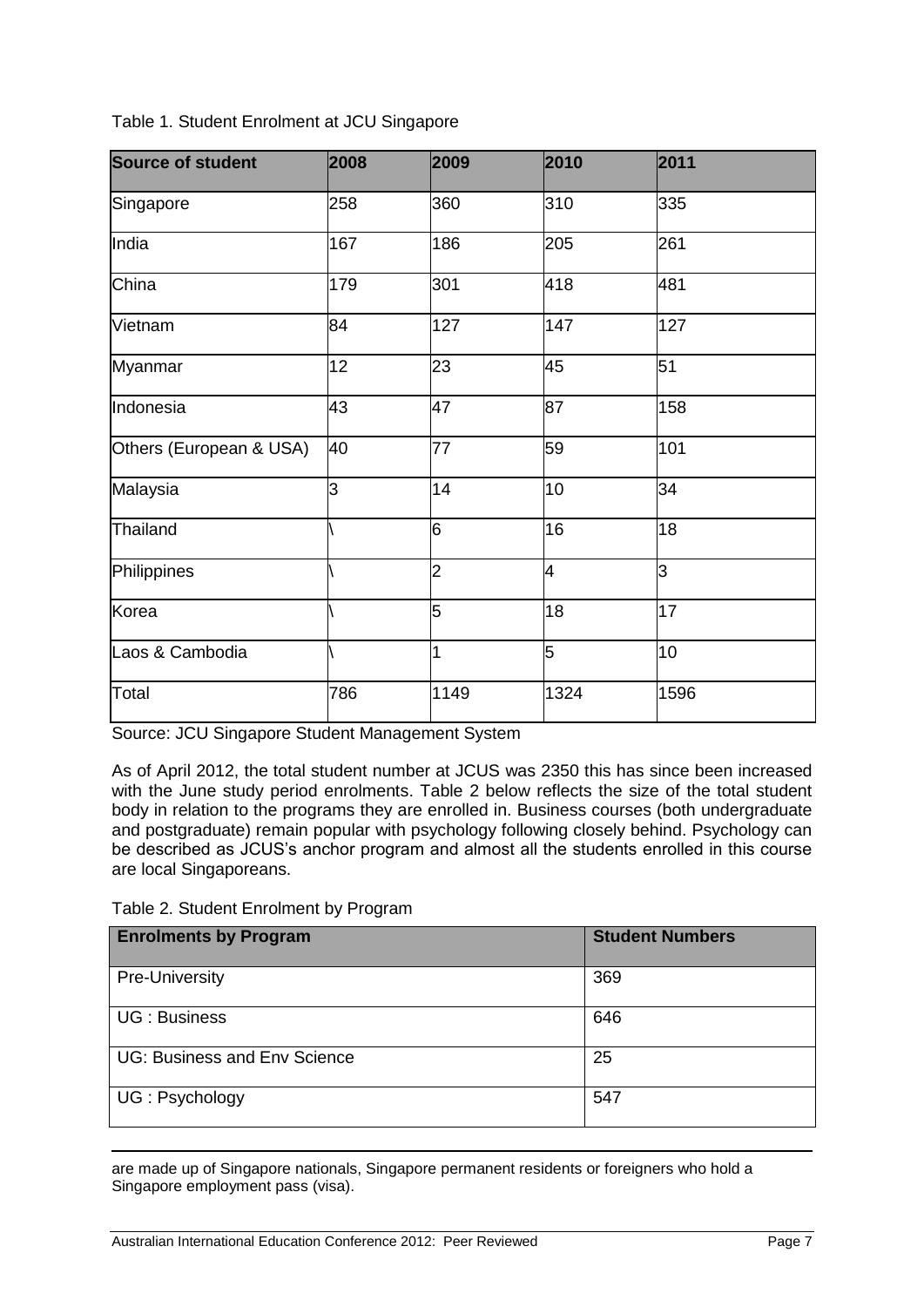Table 1. Student Enrolment at JCU Singapore

| Source of student | 2008 | 2009 | 2010 | 2011 |
|---|---|---|---|---|
| Singapore | 258 | 360 | 310 | 335 |
| India | 167 | 186 | 205 | 261 |
| China | 179 | 301 | 418 | 481 |
| Vietnam | 84 | 127 | 147 | 127 |
| Myanmar | 12 | 23 | 45 | 51 |
| Indonesia | 43 | 47 | 87 | 158 |
| Others (European & USA) | 40 | 77 | 59 | 101 |
| Malaysia | 3 | 14 | 10 | 34 |
| Thailand | \ | 6 | 16 | 18 |
| Philippines | \ | 2 | 4 | 3 |
| Korea | \ | 5 | 18 | 17 |
| Laos & Cambodia | \ | 1 | 5 | 10 |
| Total | 786 | 1149 | 1324 | 1596 |

Source: JCU Singapore Student Management System

As of April 2012, the total student number at JCUS was 2350 this has since been increased with the June study period enrolments. Table 2 below reflects the size of the total student body in relation to the programs they are enrolled in. Business courses (both undergraduate and postgraduate) remain popular with psychology following closely behind. Psychology can be described as JCUS's anchor program and almost all the students enrolled in this course are local Singaporeans.

Table 2. Student Enrolment by Program

| Enrolments by Program | Student Numbers |
|---|---|
| Pre-University | 369 |
| UG : Business | 646 |
| UG: Business and Env Science | 25 |
| UG : Psychology | 547 |

---

are made up of Singapore nationals, Singapore permanent residents or foreigners who hold a Singapore employment pass (visa).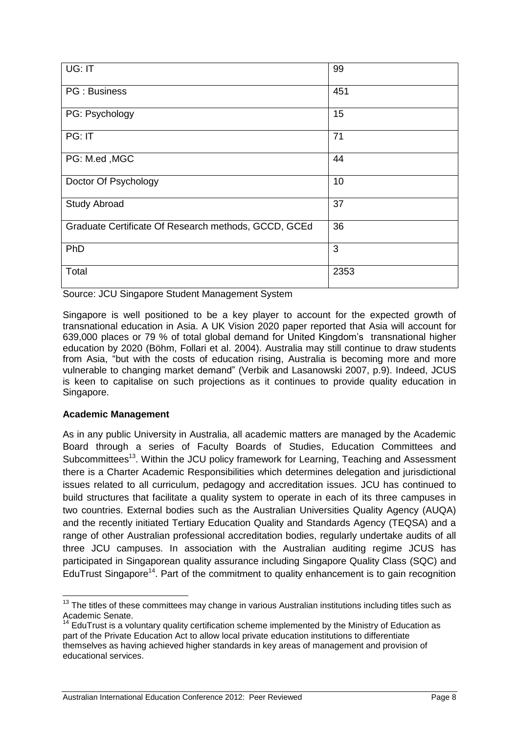| UG: IT | 99 |
|---|---|
| PG : Business | 451 |
| PG: Psychology | 15 |
| PG: IT | 71 |
| PG: M.ed ,MGC | 44 |
| Doctor Of Psychology | 10 |
| Study Abroad | 37 |
| Graduate Certificate Of Research methods, GCCD, GCEd | 36 |
| PhD | 3 |
| Total | 2353 |

Source: JCU Singapore Student Management System

Singapore is well positioned to be a key player to account for the expected growth of transnational education in Asia. A UK Vision 2020 paper reported that Asia will account for 639,000 places or 79 % of total global demand for United Kingdom's transnational higher education by 2020 (Böhm, Follari et al. 2004). Australia may still continue to draw students from Asia, "but with the costs of education rising, Australia is becoming more and more vulnerable to changing market demand" (Verbik and Lasanowski 2007, p.9). Indeed, JCUS is keen to capitalise on such projections as it continues to provide quality education in Singapore.

**Academic Management**

As in any public University in Australia, all academic matters are managed by the Academic Board through a series of Faculty Boards of Studies, Education Committees and Subcommittees[13]. Within the JCU policy framework for Learning, Teaching and Assessment there is a Charter Academic Responsibilities which determines delegation and jurisdictional issues related to all curriculum, pedagogy and accreditation issues. JCU has continued to build structures that facilitate a quality system to operate in each of its three campuses in two countries. External bodies such as the Australian Universities Quality Agency (AUQA) and the recently initiated Tertiary Education Quality and Standards Agency (TEQSA) and a range of other Australian professional accreditation bodies, regularly undertake audits of all three JCU campuses. In association with the Australian auditing regime JCUS has participated in Singaporean quality assurance including Singapore Quality Class (SQC) and EduTrust Singapore[14]. Part of the commitment to quality enhancement is to gain recognition

[13] The titles of these committees may change in various Australian institutions including titles such as Academic Senate.

[14] EduTrust is a voluntary quality certification scheme implemented by the Ministry of Education as part of the Private Education Act to allow local private education institutions to differentiate themselves as having achieved higher standards in key areas of management and provision of educational services.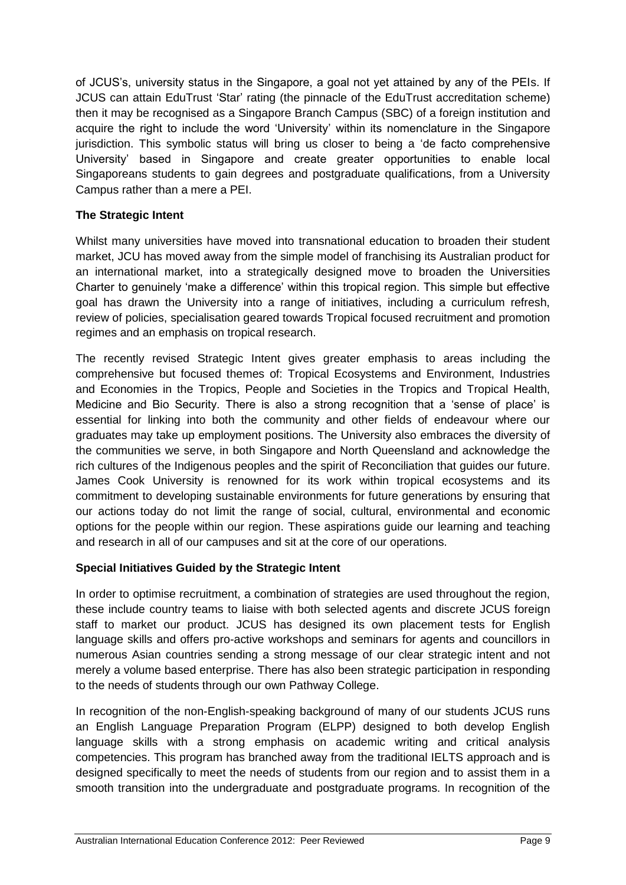of JCUS's, university status in the Singapore, a goal not yet attained by any of the PEIs. If JCUS can attain EduTrust 'Star' rating (the pinnacle of the EduTrust accreditation scheme) then it may be recognised as a Singapore Branch Campus (SBC) of a foreign institution and acquire the right to include the word 'University' within its nomenclature in the Singapore jurisdiction. This symbolic status will bring us closer to being a 'de facto comprehensive University' based in Singapore and create greater opportunities to enable local Singaporeans students to gain degrees and postgraduate qualifications, from a University Campus rather than a mere a PEI.

**The Strategic Intent**

Whilst many universities have moved into transnational education to broaden their student market, JCU has moved away from the simple model of franchising its Australian product for an international market, into a strategically designed move to broaden the Universities Charter to genuinely 'make a difference' within this tropical region. This simple but effective goal has drawn the University into a range of initiatives, including a curriculum refresh, review of policies, specialisation geared towards Tropical focused recruitment and promotion regimes and an emphasis on tropical research.

The recently revised Strategic Intent gives greater emphasis to areas including the comprehensive but focused themes of: Tropical Ecosystems and Environment, Industries and Economies in the Tropics, People and Societies in the Tropics and Tropical Health, Medicine and Bio Security. There is also a strong recognition that a 'sense of place' is essential for linking into both the community and other fields of endeavour where our graduates may take up employment positions. The University also embraces the diversity of the communities we serve, in both Singapore and North Queensland and acknowledge the rich cultures of the Indigenous peoples and the spirit of Reconciliation that guides our future. James Cook University is renowned for its work within tropical ecosystems and its commitment to developing sustainable environments for future generations by ensuring that our actions today do not limit the range of social, cultural, environmental and economic options for the people within our region. These aspirations guide our learning and teaching and research in all of our campuses and sit at the core of our operations.

**Special Initiatives Guided by the Strategic Intent**

In order to optimise recruitment, a combination of strategies are used throughout the region, these include country teams to liaise with both selected agents and discrete JCUS foreign staff to market our product. JCUS has designed its own placement tests for English language skills and offers pro-active workshops and seminars for agents and councillors in numerous Asian countries sending a strong message of our clear strategic intent and not merely a volume based enterprise. There has also been strategic participation in responding to the needs of students through our own Pathway College.

In recognition of the non-English-speaking background of many of our students JCUS runs an English Language Preparation Program (ELPP) designed to both develop English language skills with a strong emphasis on academic writing and critical analysis competencies. This program has branched away from the traditional IELTS approach and is designed specifically to meet the needs of students from our region and to assist them in a smooth transition into the undergraduate and postgraduate programs. In recognition of the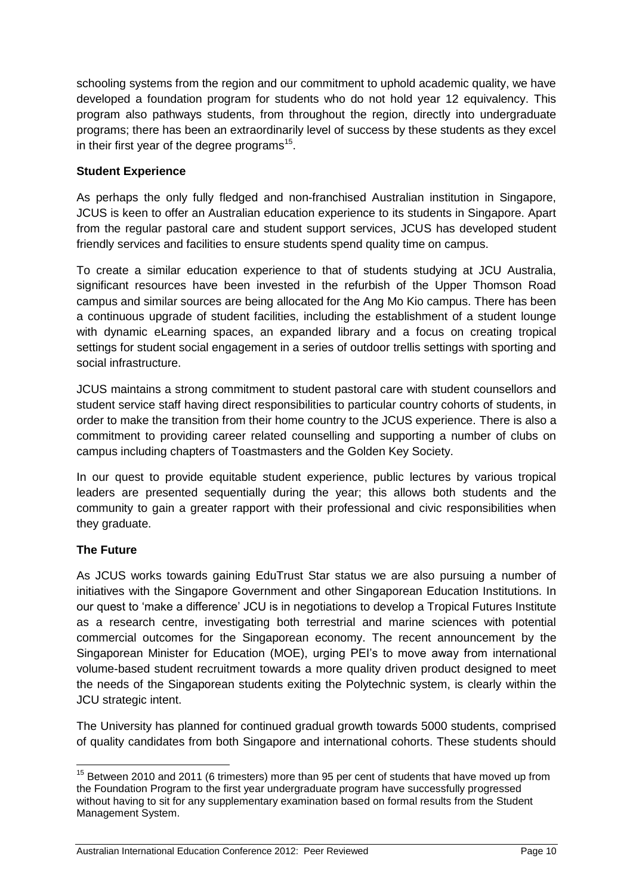schooling systems from the region and our commitment to uphold academic quality, we have developed a foundation program for students who do not hold year 12 equivalency. This program also pathways students, from throughout the region, directly into undergraduate programs; there has been an extraordinarily level of success by these students as they excel in their first year of the degree programs[15].

**Student Experience**

As perhaps the only fully fledged and non-franchised Australian institution in Singapore, JCUS is keen to offer an Australian education experience to its students in Singapore. Apart from the regular pastoral care and student support services, JCUS has developed student friendly services and facilities to ensure students spend quality time on campus.

To create a similar education experience to that of students studying at JCU Australia, significant resources have been invested in the refurbish of the Upper Thomson Road campus and similar sources are being allocated for the Ang Mo Kio campus. There has been a continuous upgrade of student facilities, including the establishment of a student lounge with dynamic eLearning spaces, an expanded library and a focus on creating tropical settings for student social engagement in a series of outdoor trellis settings with sporting and social infrastructure.

JCUS maintains a strong commitment to student pastoral care with student counsellors and student service staff having direct responsibilities to particular country cohorts of students, in order to make the transition from their home country to the JCUS experience. There is also a commitment to providing career related counselling and supporting a number of clubs on campus including chapters of Toastmasters and the Golden Key Society.

In our quest to provide equitable student experience, public lectures by various tropical leaders are presented sequentially during the year; this allows both students and the community to gain a greater rapport with their professional and civic responsibilities when they graduate.

**The Future**

As JCUS works towards gaining EduTrust Star status we are also pursuing a number of initiatives with the Singapore Government and other Singaporean Education Institutions. In our quest to 'make a difference' JCU is in negotiations to develop a Tropical Futures Institute as a research centre, investigating both terrestrial and marine sciences with potential commercial outcomes for the Singaporean economy. The recent announcement by the Singaporean Minister for Education (MOE), urging PEI's to move away from international volume-based student recruitment towards a more quality driven product designed to meet the needs of the Singaporean students exiting the Polytechnic system, is clearly within the JCU strategic intent.

The University has planned for continued gradual growth towards 5000 students, comprised of quality candidates from both Singapore and international cohorts. These students should

[15] Between 2010 and 2011 (6 trimesters) more than 95 per cent of students that have moved up from the Foundation Program to the first year undergraduate program have successfully progressed without having to sit for any supplementary examination based on formal results from the Student Management System.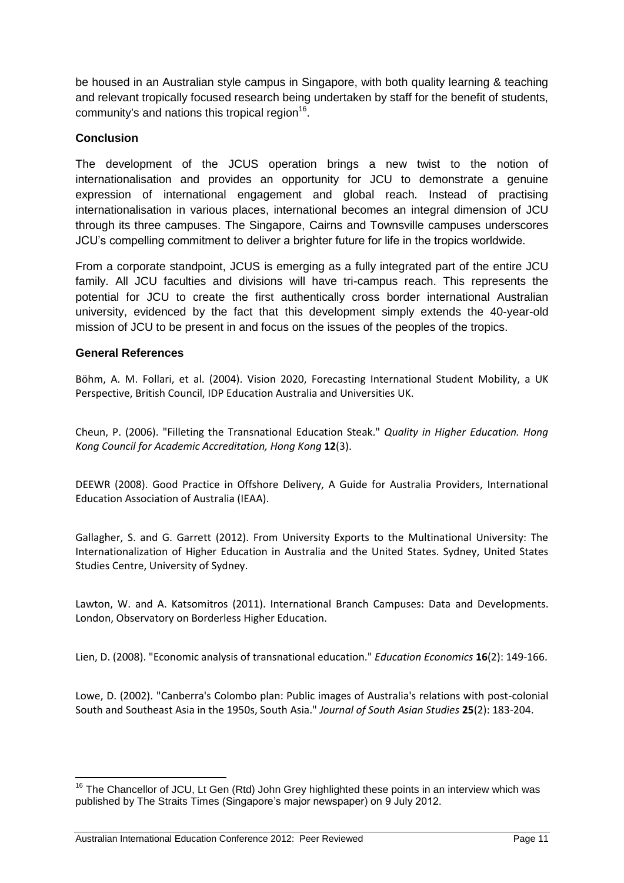be housed in an Australian style campus in Singapore, with both quality learning & teaching and relevant tropically focused research being undertaken by staff for the benefit of students, community's and nations this tropical region[16].

## Conclusion

The development of the JCUS operation brings a new twist to the notion of internationalisation and provides an opportunity for JCU to demonstrate a genuine expression of international engagement and global reach. Instead of practising internationalisation in various places, international becomes an integral dimension of JCU through its three campuses. The Singapore, Cairns and Townsville campuses underscores JCU's compelling commitment to deliver a brighter future for life in the tropics worldwide.

From a corporate standpoint, JCUS is emerging as a fully integrated part of the entire JCU family. All JCU faculties and divisions will have tri-campus reach. This represents the potential for JCU to create the first authentically cross border international Australian university, evidenced by the fact that this development simply extends the 40-year-old mission of JCU to be present in and focus on the issues of the peoples of the tropics.

## General References

Böhm, A. M. Follari, et al. (2004). Vision 2020, Forecasting International Student Mobility, a UK Perspective, British Council, IDP Education Australia and Universities UK.

Cheun, P. (2006). "Filleting the Transnational Education Steak." *Quality in Higher Education. Hong Kong Council for Academic Accreditation, Hong Kong* **12**(3).

DEEWR (2008). Good Practice in Offshore Delivery, A Guide for Australia Providers, International Education Association of Australia (IEAA).

Gallagher, S. and G. Garrett (2012). From University Exports to the Multinational University: The Internationalization of Higher Education in Australia and the United States. Sydney, United States Studies Centre, University of Sydney.

Lawton, W. and A. Katsomitros (2011). International Branch Campuses: Data and Developments. London, Observatory on Borderless Higher Education.

Lien, D. (2008). "Economic analysis of transnational education." *Education Economics* **16**(2): 149-166.

Lowe, D. (2002). "Canberra's Colombo plan: Public images of Australia's relations with post-colonial South and Southeast Asia in the 1950s, South Asia." *Journal of South Asian Studies* **25**(2): 183-204.

---

[16] The Chancellor of JCU, Lt Gen (Rtd) John Grey highlighted these points in an interview which was published by The Straits Times (Singapore's major newspaper) on 9 July 2012.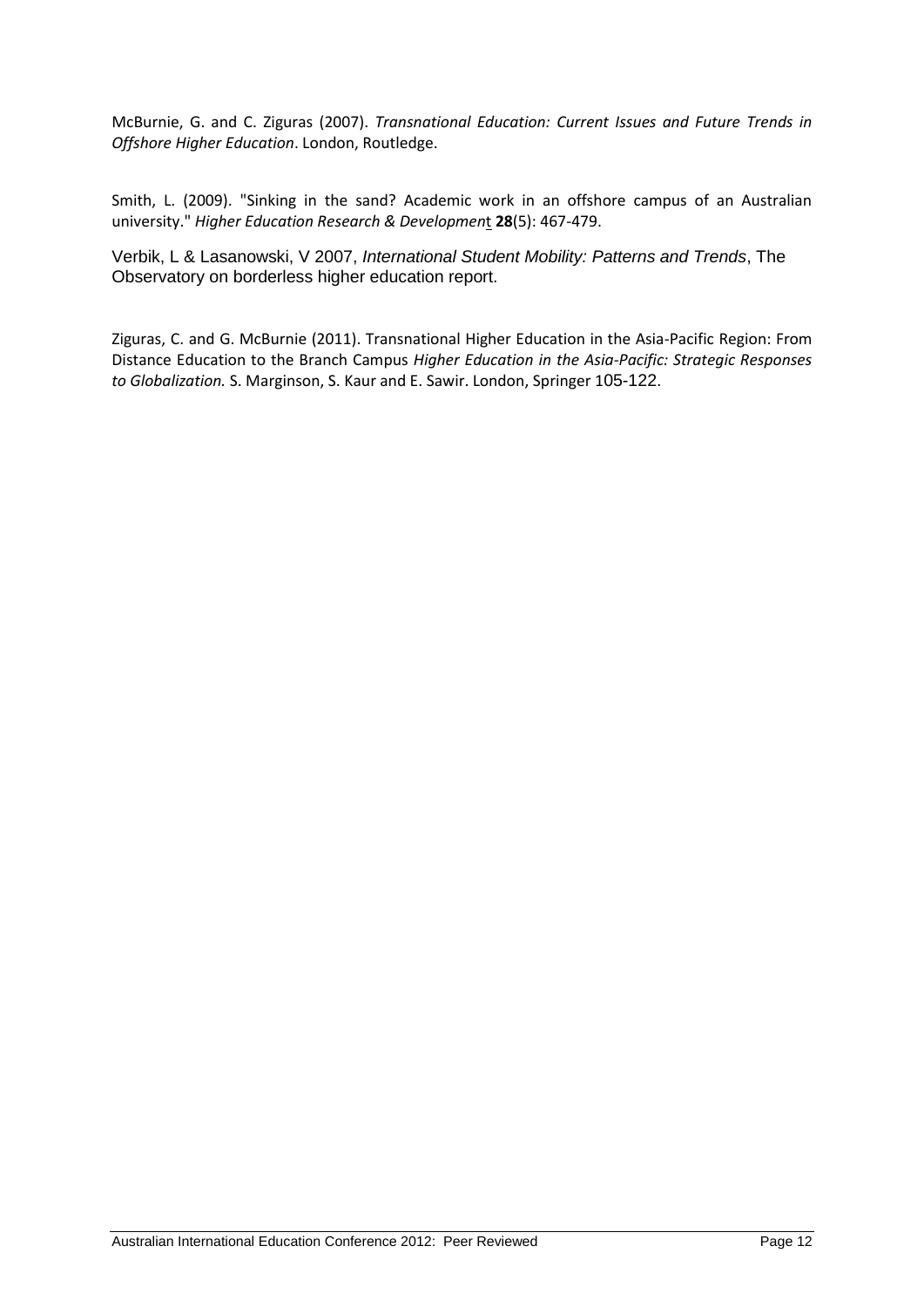McBurnie, G. and C. Ziguras (2007). *Transnational Education: Current Issues and Future Trends in Offshore Higher Education*. London, Routledge.

Smith, L. (2009). "Sinking in the sand? Academic work in an offshore campus of an Australian university." *Higher Education Research & Development* **28**(5): 467-479.

Verbik, L & Lasanowski, V 2007, *International Student Mobility: Patterns and Trends*, The Observatory on borderless higher education report.

Ziguras, C. and G. McBurnie (2011). Transnational Higher Education in the Asia-Pacific Region: From Distance Education to the Branch Campus *Higher Education in the Asia-Pacific: Strategic Responses to Globalization.* S. Marginson, S. Kaur and E. Sawir. London, Springer 105-122.